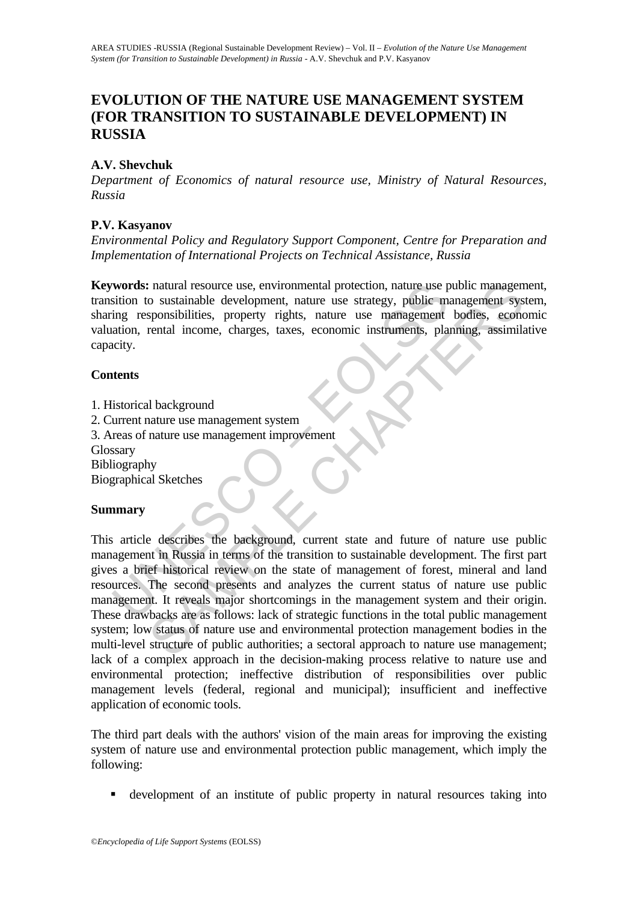# EVOLUTION OF THE NATURE USE MANAGEMENT SYSTEM (FOR TRANSITION TO SUSTAINABLE DEVELOPMENT) IN RUSSIA

**A.V. Shevchuk**

*Department of Economics of natural resource use, Ministry of Natural Resources, Russia*

**P.V. Kasyanov**

*Environmental Policy and Regulatory Support Component, Centre for Preparation and Implementation of International Projects on Technical Assistance, Russia*

**Keywords:** natural resource use, environmental protection, nature use public management, transition to sustainable development, nature use strategy, public management system, sharing responsibilities, property rights, nature use management bodies, economic valuation, rental income, charges, taxes, economic instruments, planning, assimilative capacity.

## Contents

1. Historical background
2. Current nature use management system
3. Areas of nature use management improvement

Glossary
Bibliography
Biographical Sketches

## Summary

This article describes the background, current state and future of nature use public management in Russia in terms of the transition to sustainable development. The first part gives a brief historical review on the state of management of forest, mineral and land resources. The second presents and analyzes the current status of nature use public management. It reveals major shortcomings in the management system and their origin. These drawbacks are as follows: lack of strategic functions in the total public management system; low status of nature use and environmental protection management bodies in the multi-level structure of public authorities; a sectoral approach to nature use management; lack of a complex approach in the decision-making process relative to nature use and environmental protection; ineffective distribution of responsibilities over public management levels (federal, regional and municipal); insufficient and ineffective application of economic tools.

The third part deals with the authors' vision of the main areas for improving the existing system of nature use and environmental protection public management, which imply the following:

- development of an institute of public property in natural resources taking into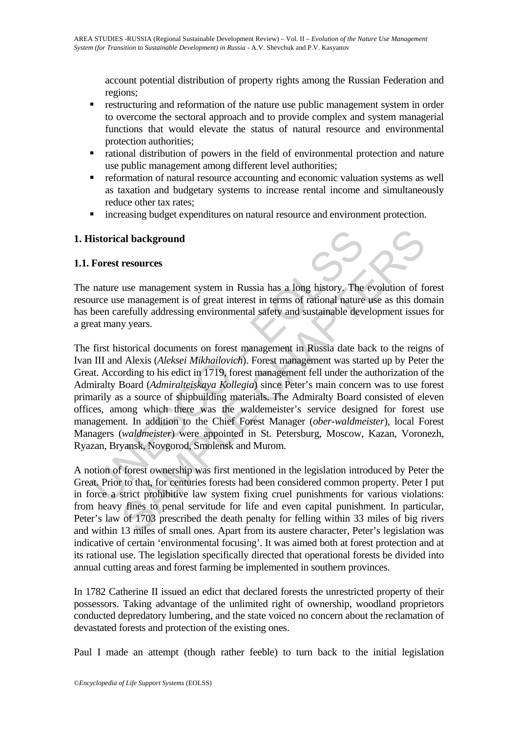account potential distribution of property rights among the Russian Federation and regions;

- restructuring and reformation of the nature use public management system in order to overcome the sectoral approach and to provide complex and system managerial functions that would elevate the status of natural resource and environmental protection authorities;
- rational distribution of powers in the field of environmental protection and nature use public management among different level authorities;
- reformation of natural resource accounting and economic valuation systems as well as taxation and budgetary systems to increase rental income and simultaneously reduce other tax rates;
- increasing budget expenditures on natural resource and environment protection.

## 1. Historical background

### 1.1. Forest resources

The nature use management system in Russia has a long history. The evolution of forest resource use management is of great interest in terms of rational nature use as this domain has been carefully addressing environmental safety and sustainable development issues for a great many years.

The first historical documents on forest management in Russia date back to the reigns of Ivan III and Alexis (*Aleksei Mikhailovich*). Forest management was started up by Peter the Great. According to his edict in 1719, forest management fell under the authorization of the Admiralty Board (*Admiralteiskaya Kollegia*) since Peter's main concern was to use forest primarily as a source of shipbuilding materials. The Admiralty Board consisted of eleven offices, among which there was the waldemeister's service designed for forest use management. In addition to the Chief Forest Manager (*ober-waldmeister*), local Forest Managers (*waldmeister*) were appointed in St. Petersburg, Moscow, Kazan, Voronezh, Ryazan, Bryansk, Novgorod, Smolensk and Murom.

A notion of forest ownership was first mentioned in the legislation introduced by Peter the Great. Prior to that, for centuries forests had been considered common property. Peter I put in force a strict prohibitive law system fixing cruel punishments for various violations: from heavy fines to penal servitude for life and even capital punishment. In particular, Peter's law of 1703 prescribed the death penalty for felling within 33 miles of big rivers and within 13 miles of small ones. Apart from its austere character, Peter's legislation was indicative of certain 'environmental focusing'. It was aimed both at forest protection and at its rational use. The legislation specifically directed that operational forests be divided into annual cutting areas and forest farming be implemented in southern provinces.

In 1782 Catherine II issued an edict that declared forests the unrestricted property of their possessors. Taking advantage of the unlimited right of ownership, woodland proprietors conducted depredatory lumbering, and the state voiced no concern about the reclamation of devastated forests and protection of the existing ones.

Paul I made an attempt (though rather feeble) to turn back to the initial legislation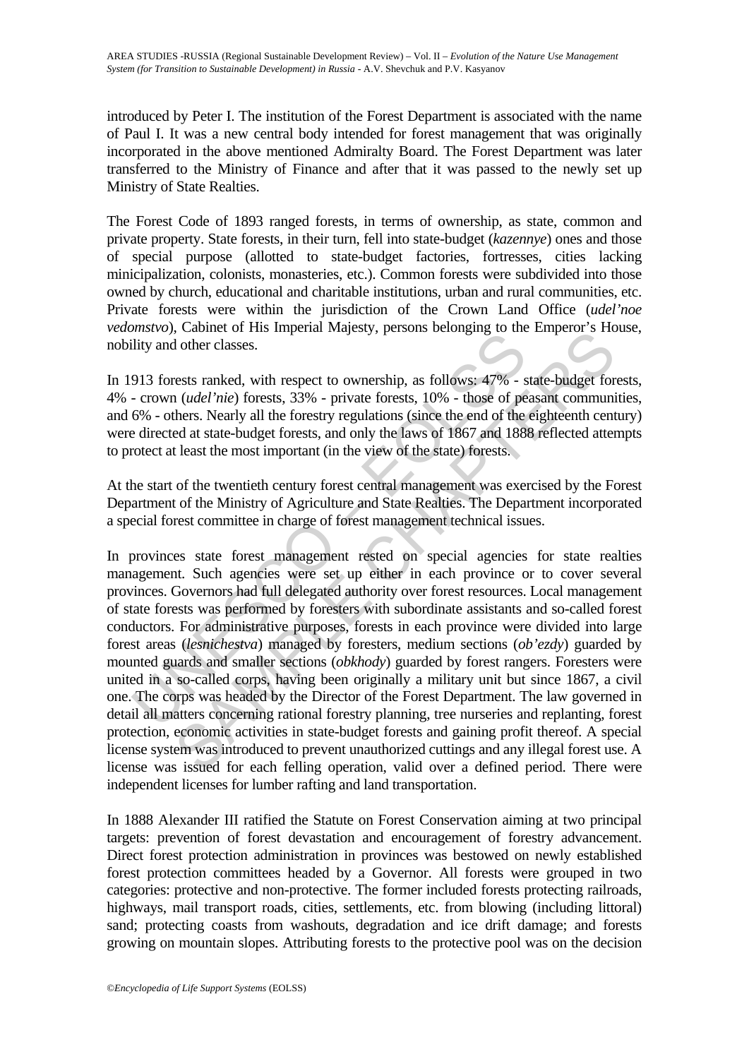introduced by Peter I. The institution of the Forest Department is associated with the name of Paul I. It was a new central body intended for forest management that was originally incorporated in the above mentioned Admiralty Board. The Forest Department was later transferred to the Ministry of Finance and after that it was passed to the newly set up Ministry of State Realties.

The Forest Code of 1893 ranged forests, in terms of ownership, as state, common and private property. State forests, in their turn, fell into state-budget (*kazennye*) ones and those of special purpose (allotted to state-budget factories, fortresses, cities lacking minicipalization, colonists, monasteries, etc.). Common forests were subdivided into those owned by church, educational and charitable institutions, urban and rural communities, etc. Private forests were within the jurisdiction of the Crown Land Office (*udel'noe vedomstvo*), Cabinet of His Imperial Majesty, persons belonging to the Emperor's House, nobility and other classes.

In 1913 forests ranked, with respect to ownership, as follows: 47% - state-budget forests, 4% - crown (*udel'nie*) forests, 33% - private forests, 10% - those of peasant communities, and 6% - others. Nearly all the forestry regulations (since the end of the eighteenth century) were directed at state-budget forests, and only the laws of 1867 and 1888 reflected attempts to protect at least the most important (in the view of the state) forests.

At the start of the twentieth century forest central management was exercised by the Forest Department of the Ministry of Agriculture and State Realties. The Department incorporated a special forest committee in charge of forest management technical issues.

In provinces state forest management rested on special agencies for state realties management. Such agencies were set up either in each province or to cover several provinces. Governors had full delegated authority over forest resources. Local management of state forests was performed by foresters with subordinate assistants and so-called forest conductors. For administrative purposes, forests in each province were divided into large forest areas (*lesnichestva*) managed by foresters, medium sections (*ob'ezdy*) guarded by mounted guards and smaller sections (*obkhody*) guarded by forest rangers. Foresters were united in a so-called corps, having been originally a military unit but since 1867, a civil one. The corps was headed by the Director of the Forest Department. The law governed in detail all matters concerning rational forestry planning, tree nurseries and replanting, forest protection, economic activities in state-budget forests and gaining profit thereof. A special license system was introduced to prevent unauthorized cuttings and any illegal forest use. A license was issued for each felling operation, valid over a defined period. There were independent licenses for lumber rafting and land transportation.

In 1888 Alexander III ratified the Statute on Forest Conservation aiming at two principal targets: prevention of forest devastation and encouragement of forestry advancement. Direct forest protection administration in provinces was bestowed on newly established forest protection committees headed by a Governor. All forests were grouped in two categories: protective and non-protective. The former included forests protecting railroads, highways, mail transport roads, cities, settlements, etc. from blowing (including littoral) sand; protecting coasts from washouts, degradation and ice drift damage; and forests growing on mountain slopes. Attributing forests to the protective pool was on the decision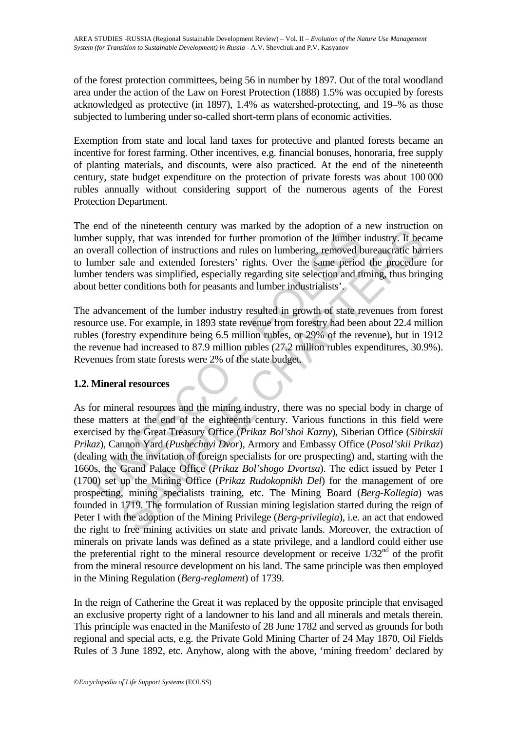of the forest protection committees, being 56 in number by 1897. Out of the total woodland area under the action of the Law on Forest Protection (1888) 1.5% was occupied by forests acknowledged as protective (in 1897), 1.4% as watershed-protecting, and 19–% as those subjected to lumbering under so-called short-term plans of economic activities.

Exemption from state and local land taxes for protective and planted forests became an incentive for forest farming. Other incentives, e.g. financial bonuses, honoraria, free supply of planting materials, and discounts, were also practiced. At the end of the nineteenth century, state budget expenditure on the protection of private forests was about 100 000 rubles annually without considering support of the numerous agents of the Forest Protection Department.

The end of the nineteenth century was marked by the adoption of a new instruction on lumber supply, that was intended for further promotion of the lumber industry. It became an overall collection of instructions and rules on lumbering, removed bureaucratic barriers to lumber sale and extended foresters' rights. Over the same period the procedure for lumber tenders was simplified, especially regarding site selection and timing, thus bringing about better conditions both for peasants and lumber industrialists'.

The advancement of the lumber industry resulted in growth of state revenues from forest resource use. For example, in 1893 state revenue from forestry had been about 22.4 million rubles (forestry expenditure being 6.5 million rubles, or 29% of the revenue), but in 1912 the revenue had increased to 87.9 million rubles (27.2 million rubles expenditures, 30.9%). Revenues from state forests were 2% of the state budget.

### 1.2. Mineral resources

As for mineral resources and the mining industry, there was no special body in charge of these matters at the end of the eighteenth century. Various functions in this field were exercised by the Great Treasury Office (*Prikaz Bol'shoi Kazny*), Siberian Office (*Sibirskii Prikaz*), Cannon Yard (*Pushechnyi Dvor*), Armory and Embassy Office (*Posol'skii Prikaz*) (dealing with the invitation of foreign specialists for ore prospecting) and, starting with the 1660s, the Grand Palace Office (*Prikaz Bol'shogo Dvortsa*). The edict issued by Peter I (1700) set up the Mining Office (*Prikaz Rudokopnikh Del*) for the management of ore prospecting, mining specialists training, etc. The Mining Board (*Berg-Kollegia*) was founded in 1719. The formulation of Russian mining legislation started during the reign of Peter I with the adoption of the Mining Privilege (*Berg-privilegia*), i.e. an act that endowed the right to free mining activities on state and private lands. Moreover, the extraction of minerals on private lands was defined as a state privilege, and a landlord could either use the preferential right to the mineral resource development or receive 1/32nd of the profit from the mineral resource development on his land. The same principle was then employed in the Mining Regulation (*Berg-reglament*) of 1739.

In the reign of Catherine the Great it was replaced by the opposite principle that envisaged an exclusive property right of a landowner to his land and all minerals and metals therein. This principle was enacted in the Manifesto of 28 June 1782 and served as grounds for both regional and special acts, e.g. the Private Gold Mining Charter of 24 May 1870, Oil Fields Rules of 3 June 1892, etc. Anyhow, along with the above, 'mining freedom' declared by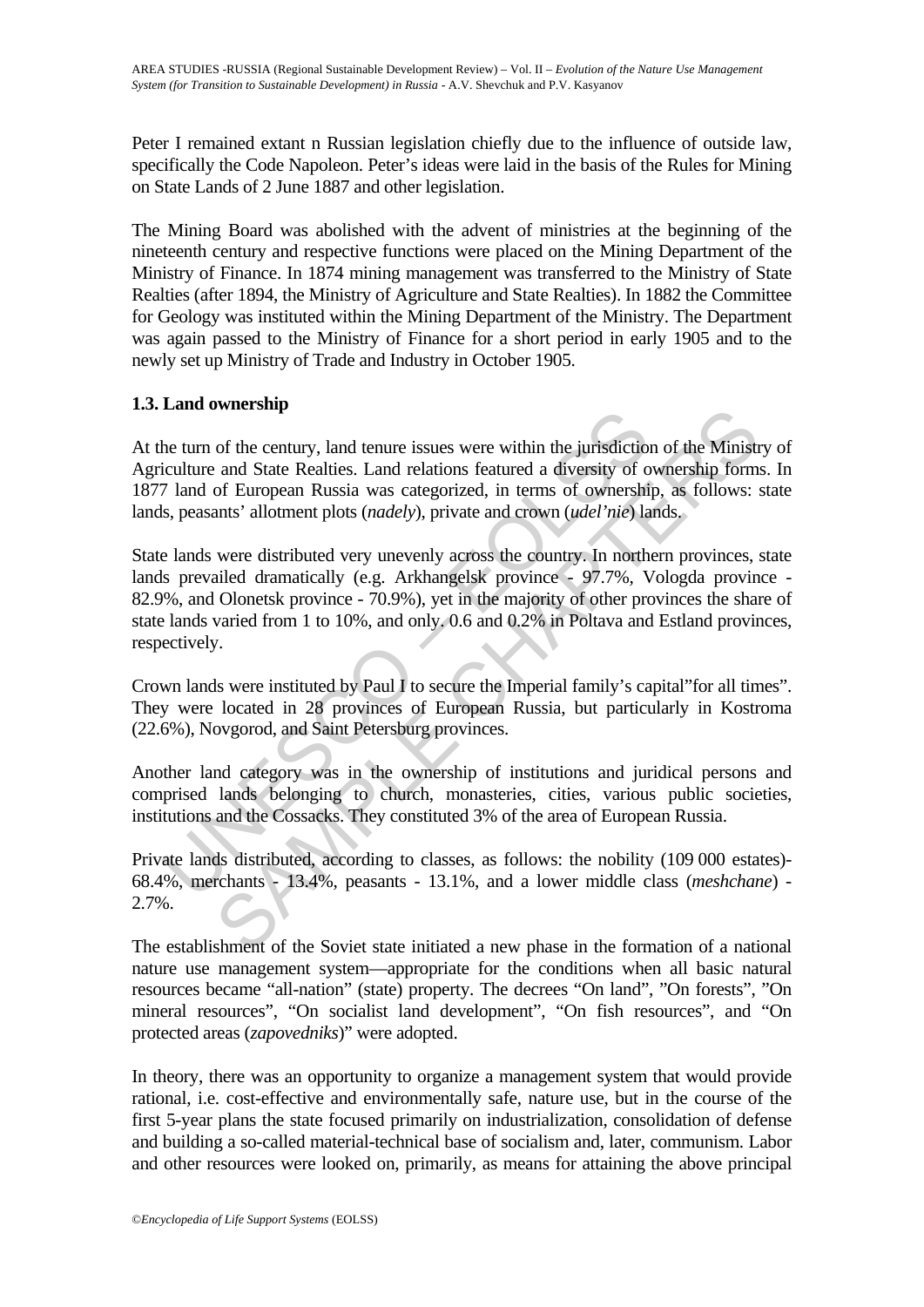Peter I remained extant n Russian legislation chiefly due to the influence of outside law, specifically the Code Napoleon. Peter's ideas were laid in the basis of the Rules for Mining on State Lands of 2 June 1887 and other legislation.

The Mining Board was abolished with the advent of ministries at the beginning of the nineteenth century and respective functions were placed on the Mining Department of the Ministry of Finance. In 1874 mining management was transferred to the Ministry of State Realties (after 1894, the Ministry of Agriculture and State Realties). In 1882 the Committee for Geology was instituted within the Mining Department of the Ministry. The Department was again passed to the Ministry of Finance for a short period in early 1905 and to the newly set up Ministry of Trade and Industry in October 1905.

### 1.3. Land ownership

At the turn of the century, land tenure issues were within the jurisdiction of the Ministry of Agriculture and State Realties. Land relations featured a diversity of ownership forms. In 1877 land of European Russia was categorized, in terms of ownership, as follows: state lands, peasants' allotment plots (*nadely*), private and crown (*udel'nie*) lands.

State lands were distributed very unevenly across the country. In northern provinces, state lands prevailed dramatically (e.g. Arkhangelsk province - 97.7%, Vologda province - 82.9%, and Olonetsk province - 70.9%), yet in the majority of other provinces the share of state lands varied from 1 to 10%, and only. 0.6 and 0.2% in Poltava and Estland provinces, respectively.

Crown lands were instituted by Paul I to secure the Imperial family's capital"for all times". They were located in 28 provinces of European Russia, but particularly in Kostroma (22.6%), Novgorod, and Saint Petersburg provinces.

Another land category was in the ownership of institutions and juridical persons and comprised lands belonging to church, monasteries, cities, various public societies, institutions and the Cossacks. They constituted 3% of the area of European Russia.

Private lands distributed, according to classes, as follows: the nobility (109 000 estates)- 68.4%, merchants - 13.4%, peasants - 13.1%, and a lower middle class (*meshchane*) - 2.7%.

The establishment of the Soviet state initiated a new phase in the formation of a national nature use management system—appropriate for the conditions when all basic natural resources became "all-nation" (state) property. The decrees "On land", "On forests", "On mineral resources", "On socialist land development", "On fish resources", and "On protected areas (*zapovedniks*)" were adopted.

In theory, there was an opportunity to organize a management system that would provide rational, i.e. cost-effective and environmentally safe, nature use, but in the course of the first 5-year plans the state focused primarily on industrialization, consolidation of defense and building a so-called material-technical base of socialism and, later, communism. Labor and other resources were looked on, primarily, as means for attaining the above principal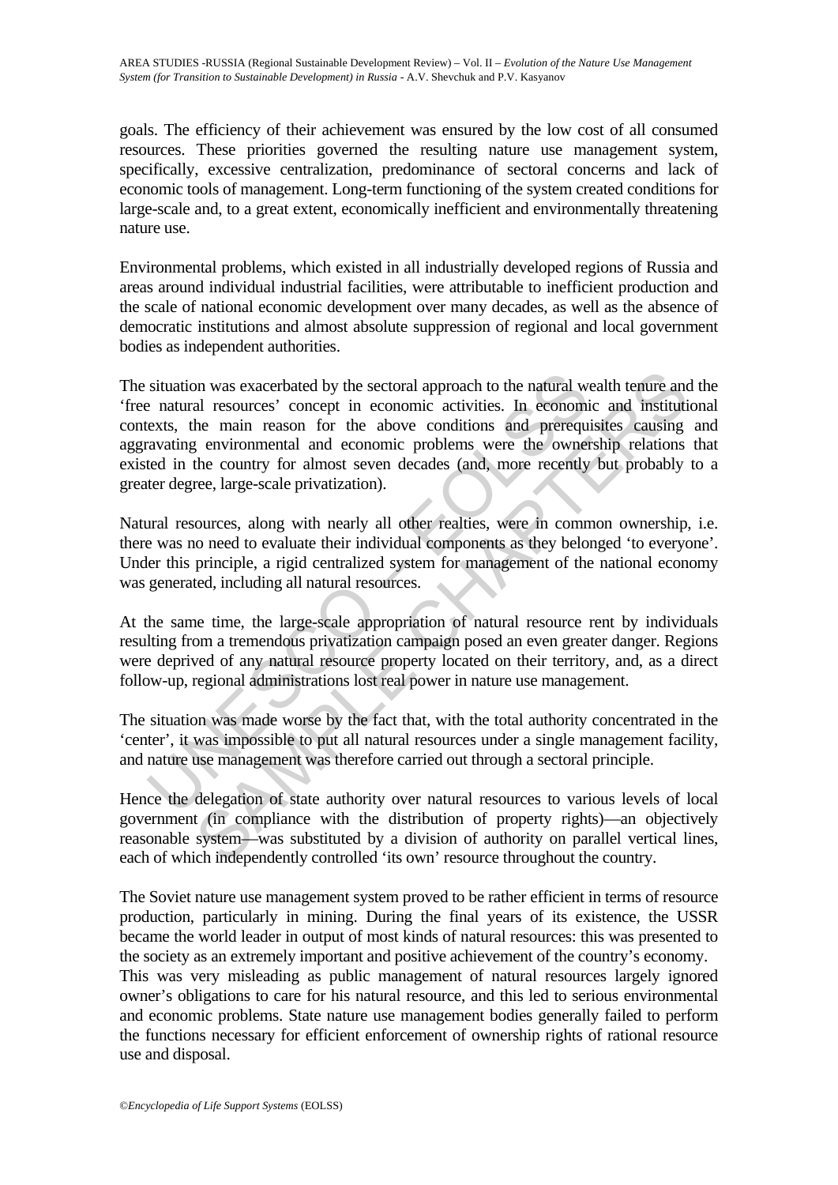goals. The efficiency of their achievement was ensured by the low cost of all consumed resources. These priorities governed the resulting nature use management system, specifically, excessive centralization, predominance of sectoral concerns and lack of economic tools of management. Long-term functioning of the system created conditions for large-scale and, to a great extent, economically inefficient and environmentally threatening nature use.

Environmental problems, which existed in all industrially developed regions of Russia and areas around individual industrial facilities, were attributable to inefficient production and the scale of national economic development over many decades, as well as the absence of democratic institutions and almost absolute suppression of regional and local government bodies as independent authorities.

The situation was exacerbated by the sectoral approach to the natural wealth tenure and the 'free natural resources' concept in economic activities. In economic and institutional contexts, the main reason for the above conditions and prerequisites causing and aggravating environmental and economic problems were the ownership relations that existed in the country for almost seven decades (and, more recently but probably to a greater degree, large-scale privatization).

Natural resources, along with nearly all other realties, were in common ownership, i.e. there was no need to evaluate their individual components as they belonged 'to everyone'. Under this principle, a rigid centralized system for management of the national economy was generated, including all natural resources.

At the same time, the large-scale appropriation of natural resource rent by individuals resulting from a tremendous privatization campaign posed an even greater danger. Regions were deprived of any natural resource property located on their territory, and, as a direct follow-up, regional administrations lost real power in nature use management.

The situation was made worse by the fact that, with the total authority concentrated in the 'center', it was impossible to put all natural resources under a single management facility, and nature use management was therefore carried out through a sectoral principle.

Hence the delegation of state authority over natural resources to various levels of local government (in compliance with the distribution of property rights)—an objectively reasonable system—was substituted by a division of authority on parallel vertical lines, each of which independently controlled 'its own' resource throughout the country.

The Soviet nature use management system proved to be rather efficient in terms of resource production, particularly in mining. During the final years of its existence, the USSR became the world leader in output of most kinds of natural resources: this was presented to the society as an extremely important and positive achievement of the country's economy. This was very misleading as public management of natural resources largely ignored owner's obligations to care for his natural resource, and this led to serious environmental and economic problems. State nature use management bodies generally failed to perform the functions necessary for efficient enforcement of ownership rights of rational resource use and disposal.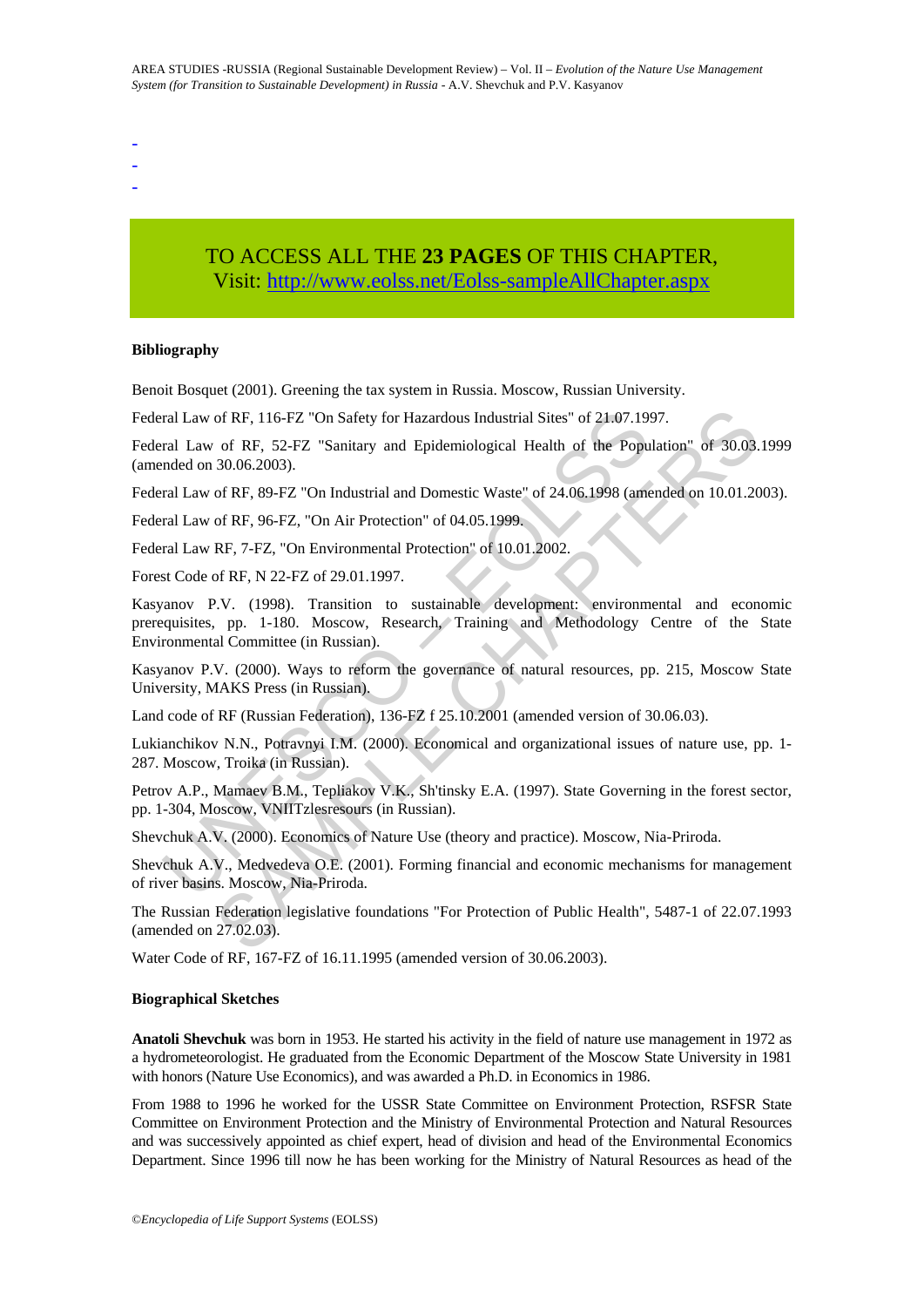-
-
-

TO ACCESS ALL THE **23 PAGES** OF THIS CHAPTER,
Visit: http://www.eolss.net/Eolss-sampleAllChapter.aspx

**Bibliography**

Benoit Bosquet (2001). Greening the tax system in Russia. Moscow, Russian University.

Federal Law of RF, 116-FZ "On Safety for Hazardous Industrial Sites" of 21.07.1997.

Federal Law of RF, 52-FZ "Sanitary and Epidemiological Health of the Population" of 30.03.1999 (amended on 30.06.2003).

Federal Law of RF, 89-FZ "On Industrial and Domestic Waste" of 24.06.1998 (amended on 10.01.2003).

Federal Law of RF, 96-FZ, "On Air Protection" of 04.05.1999.

Federal Law RF, 7-FZ, "On Environmental Protection" of 10.01.2002.

Forest Code of RF, N 22-FZ of 29.01.1997.

Kasyanov P.V. (1998). Transition to sustainable development: environmental and economic prerequisites, pp. 1-180. Moscow, Research, Training and Methodology Centre of the State Environmental Committee (in Russian).

Kasyanov P.V. (2000). Ways to reform the governance of natural resources, pp. 215, Moscow State University, MAKS Press (in Russian).

Land code of RF (Russian Federation), 136-FZ f 25.10.2001 (amended version of 30.06.03).

Lukianchikov N.N., Potravnyi I.M. (2000). Economical and organizational issues of nature use, pp. 1-287. Moscow, Troika (in Russian).

Petrov A.P., Mamaev B.M., Tepliakov V.K., Sh'tinsky E.A. (1997). State Governing in the forest sector, pp. 1-304, Moscow, VNIITzlesresours (in Russian).

Shevchuk A.V. (2000). Economics of Nature Use (theory and practice). Moscow, Nia-Priroda.

Shevchuk A.V., Medvedeva O.E. (2001). Forming financial and economic mechanisms for management of river basins. Moscow, Nia-Priroda.

The Russian Federation legislative foundations "For Protection of Public Health", 5487-1 of 22.07.1993 (amended on 27.02.03).

Water Code of RF, 167-FZ of 16.11.1995 (amended version of 30.06.2003).

**Biographical Sketches**

**Anatoli Shevchuk** was born in 1953. He started his activity in the field of nature use management in 1972 as a hydrometeorologist. He graduated from the Economic Department of the Moscow State University in 1981 with honors (Nature Use Economics), and was awarded a Ph.D. in Economics in 1986.

From 1988 to 1996 he worked for the USSR State Committee on Environment Protection, RSFSR State Committee on Environment Protection and the Ministry of Environmental Protection and Natural Resources and was successively appointed as chief expert, head of division and head of the Environmental Economics Department. Since 1996 till now he has been working for the Ministry of Natural Resources as head of the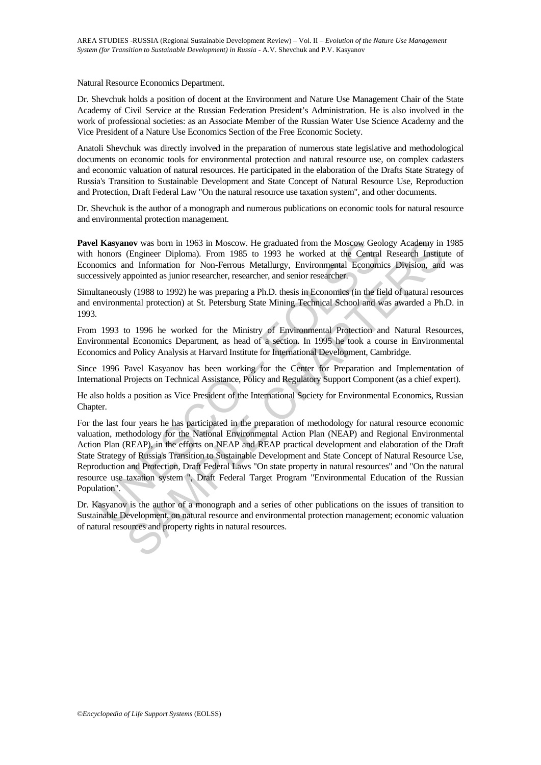Natural Resource Economics Department.

Dr. Shevchuk holds a position of docent at the Environment and Nature Use Management Chair of the State Academy of Civil Service at the Russian Federation President's Administration. He is also involved in the work of professional societies: as an Associate Member of the Russian Water Use Science Academy and the Vice President of a Nature Use Economics Section of the Free Economic Society.

Anatoli Shevchuk was directly involved in the preparation of numerous state legislative and methodological documents on economic tools for environmental protection and natural resource use, on complex cadasters and economic valuation of natural resources. He participated in the elaboration of the Drafts State Strategy of Russia's Transition to Sustainable Development and State Concept of Natural Resource Use, Reproduction and Protection, Draft Federal Law "On the natural resource use taxation system", and other documents.

Dr. Shevchuk is the author of a monograph and numerous publications on economic tools for natural resource and environmental protection management.

**Pavel Kasyanov** was born in 1963 in Moscow. He graduated from the Moscow Geology Academy in 1985 with honors (Engineer Diploma). From 1985 to 1993 he worked at the Central Research Institute of Economics and Information for Non-Ferrous Metallurgy, Environmental Economics Division, and was successively appointed as junior researcher, researcher, and senior researcher.

Simultaneously (1988 to 1992) he was preparing a Ph.D. thesis in Economics (in the field of natural resources and environmental protection) at St. Petersburg State Mining Technical School and was awarded a Ph.D. in 1993.

From 1993 to 1996 he worked for the Ministry of Environmental Protection and Natural Resources, Environmental Economics Department, as head of a section. In 1995 he took a course in Environmental Economics and Policy Analysis at Harvard Institute for International Development, Cambridge.

Since 1996 Pavel Kasyanov has been working for the Center for Preparation and Implementation of International Projects on Technical Assistance, Policy and Regulatory Support Component (as a chief expert).

He also holds a position as Vice President of the International Society for Environmental Economics, Russian Chapter.

For the last four years he has participated in the preparation of methodology for natural resource economic valuation, methodology for the National Environmental Action Plan (NEAP) and Regional Environmental Action Plan (REAP), in the efforts on NEAP and REAP practical development and elaboration of the Draft State Strategy of Russia's Transition to Sustainable Development and State Concept of Natural Resource Use, Reproduction and Protection, Draft Federal Laws "On state property in natural resources" and "On the natural resource use taxation system ", Draft Federal Target Program "Environmental Education of the Russian Population".

Dr. Kasyanov is the author of a monograph and a series of other publications on the issues of transition to Sustainable Development, on natural resource and environmental protection management; economic valuation of natural resources and property rights in natural resources.